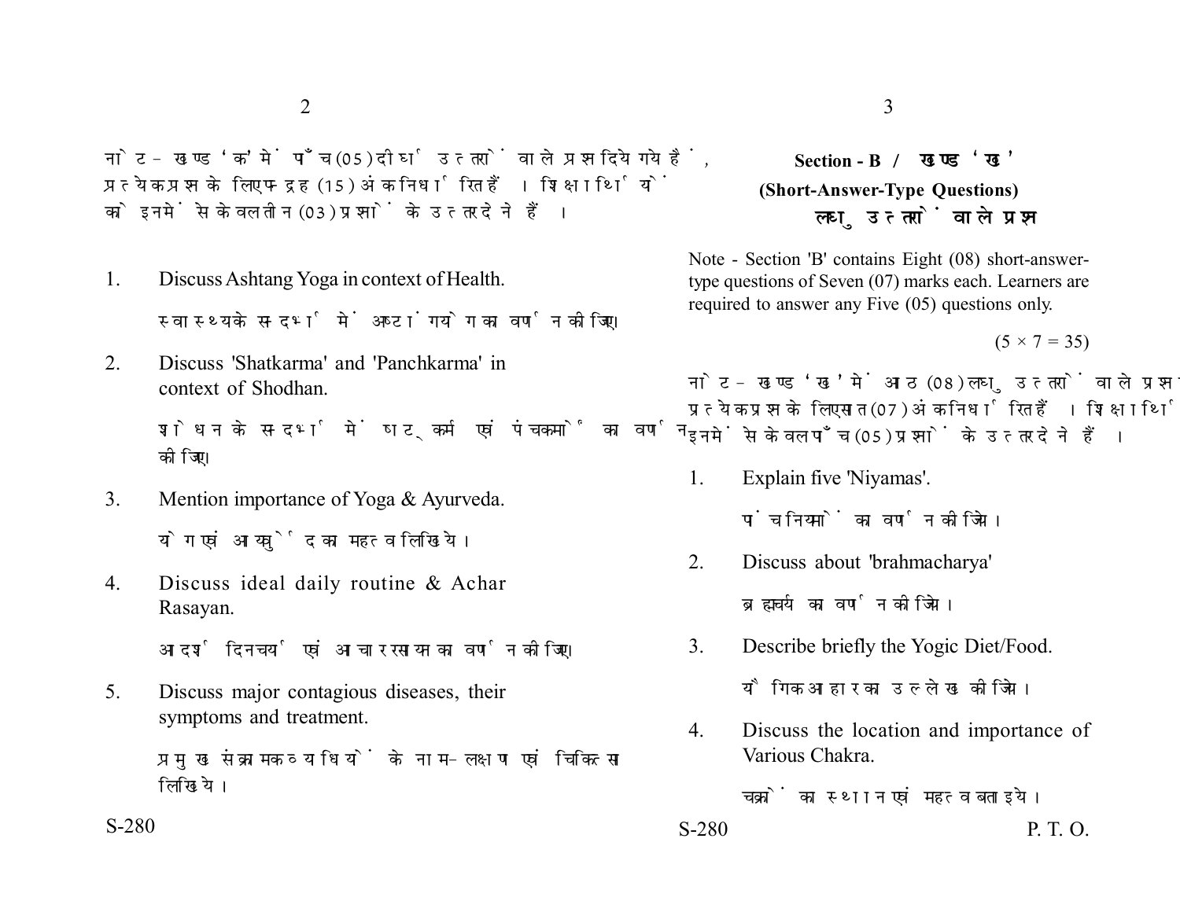नोट - खण्ड 'क' में पाँच (05) दीर्घ उत्तरों वाले प्रश्न दिये गये हैं, प्रत्येक प्रश्न के लिए पन्द्रह (15) अंक निर्धारित हैं। शिक्षार्थियों को इनमें से केवल तीन (03) प्रश्नों के उत्तर देने हैं।

1. Discuss Ashtang Yoga in context of Health.

   स्वास्थ्य के सन्दर्भ में अष्टांग योग का वर्णन कीजिए।

2. Discuss 'Shatkarma' and 'Panchkarma' in context of Shodhan.

   शोधन के सन्दर्भ में षट्कर्म एवं पंचकर्मों का वर्णन कीजिए।

3. Mention importance of Yoga & Ayurveda.

   योग एवं आयुर्वेद का महत्व लिखिये।

4. Discuss ideal daily routine & Achar Rasayan.

   आदर्श दिनचर्या एवं आचार रसायन का वर्णन कीजिए।

5. Discuss major contagious diseases, their symptoms and treatment.

   प्रमुख संक्रामक व्याधियों के नाम-लक्षण एवं चिकित्सा लिखिये।

## Section - B / खण्ड 'ख'

### (Short-Answer-Type Questions)

### लघु उत्तरों वाले प्रश्न

Note - Section 'B' contains Eight (08) short-answer-type questions of Seven (07) marks each. Learners are required to answer any Five (05) questions only.

(5 × 7 = 35)

नोट - खण्ड 'ख' में आठ (08) लघु उत्तरों वाले प्रश्न दिये गये हैं, प्रत्येक प्रश्न के लिए सात (07) अंक निर्धारित हैं। शिक्षार्थियों को इनमें से केवल पाँच (05) प्रश्नों के उत्तर देने हैं।

1. Explain five 'Niyamas'.

   पाँच नियमों का वर्णन कीजिये।

2. Discuss about 'brahmacharya'

   ब्रह्मचर्य का वर्णन कीजिये।

3. Describe briefly the Yogic Diet/Food.

   यौगिक आहार का उल्लेख कीजिये।

4. Discuss the location and importance of Various Chakra.

   चक्रों का स्थान एवं महत्व बताइये।

S-280

P. T. O.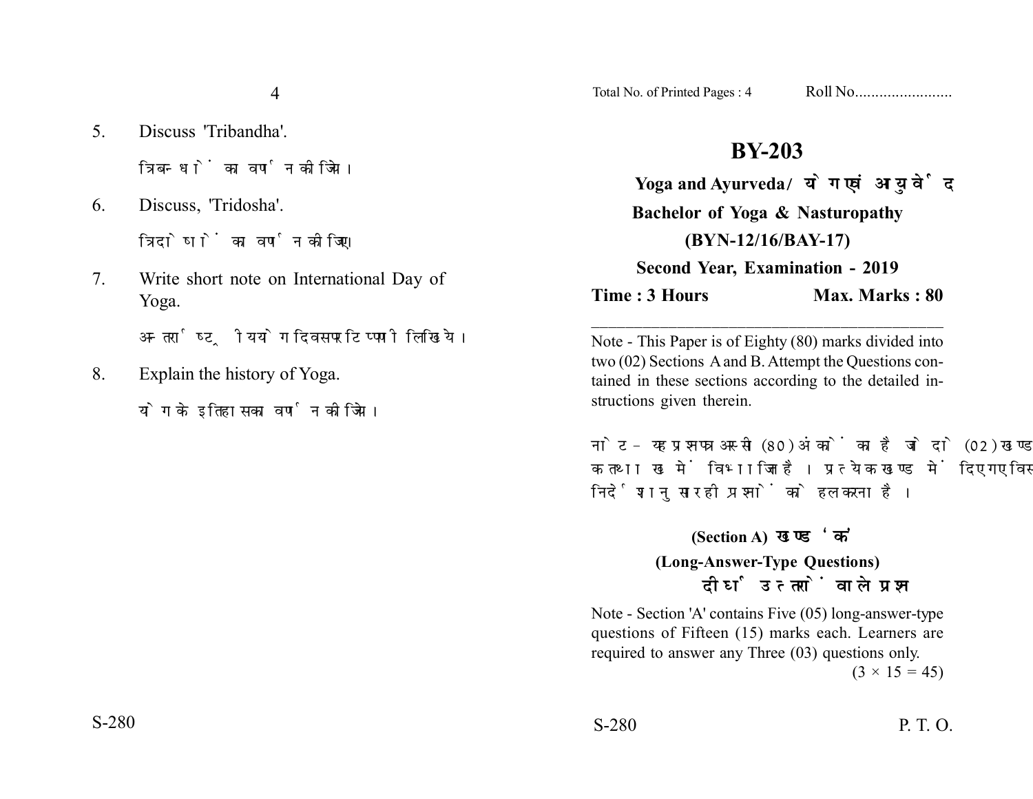5. Discuss 'Tribandha'.

   त्रिबन्धों का वर्णन कीजिये।

6. Discuss, 'Tridosha'.

   त्रिदोषों का वर्णन कीजिए।

7. Write short note on International Day of Yoga.

   अन्तर्राष्ट्रीय योग दिवस पर टिप्पणी लिखिये।

8. Explain the history of Yoga.

   योग के इतिहास का वर्णन कीजिये।

Total No. of Printed Pages : 4 Roll No.......................

# BY-203

## Yoga and Ayurveda/ योग एवं आयुर्वेद

**Bachelor of Yoga & Nasturopathy (BYN-12/16/BAY-17)**

**Second Year, Examination - 2019**

**Time : 3 Hours** **Max. Marks : 80**

Note - This Paper is of Eighty (80) marks divided into two (02) Sections A and B. Attempt the Questions contained in these sections according to the detailed instructions given therein.

नोट - यह प्रश्नपत्र अस्सी (80) अंकों का है जो दो (02) खण्डों क तथा ख में विभाजित है। प्रत्येक खण्ड में दिए गए विस्तृत निर्देशानुसार ही प्रश्नों को हल करना है।

### (Section A) खण्ड 'क'

### (Long-Answer-Type Questions) दीर्घ उत्तरों वाले प्रश्न

Note - Section 'A' contains Five (05) long-answer-type questions of Fifteen (15) marks each. Learners are required to answer any Three (03) questions only.

(3 × 15 = 45)